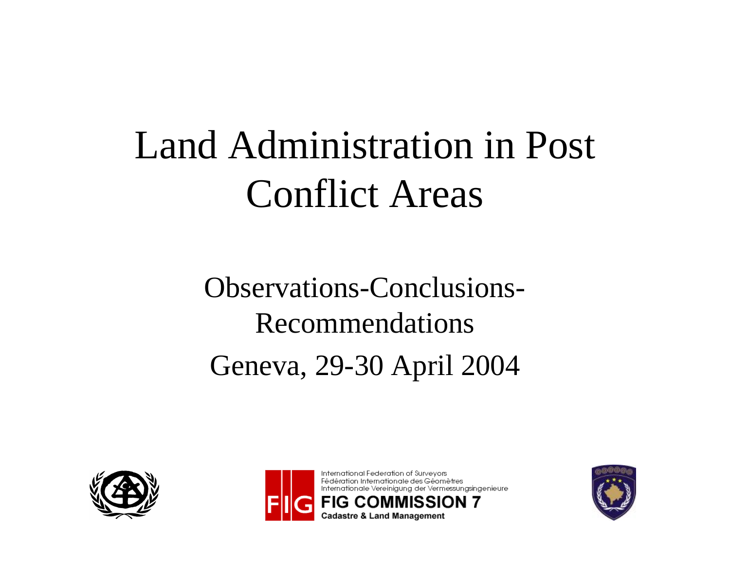# Land Administration in Post Conflict Areas

Observations-Conclusions-Recommendations

Geneva, 29-30 April 2004

International Federation of Surveyors
Fédération Internationale des Géomètres
Internationale Vereinigung der Vermessungsingenieure

**FIG COMMISSION 7**

**Cadastre & Land Management**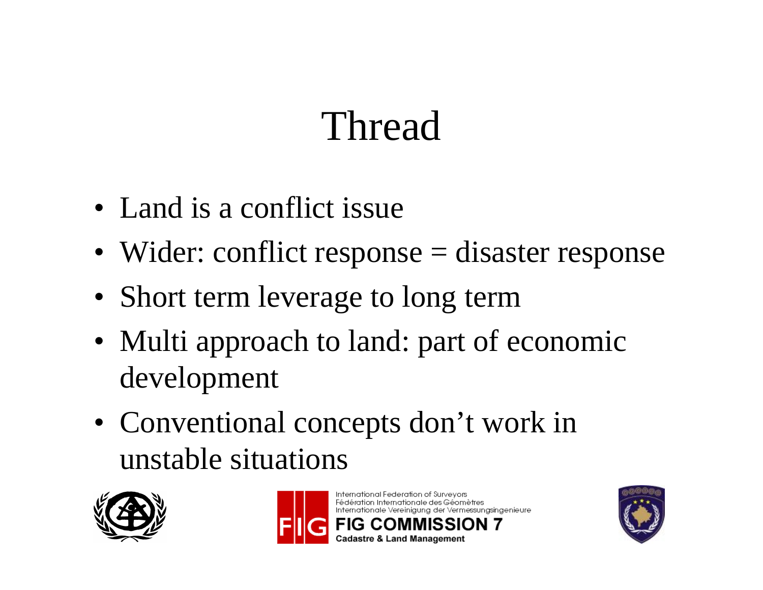# Thread

- Land is a conflict issue
- Wider: conflict response = disaster response
- Short term leverage to long term
- Multi approach to land: part of economic development
- Conventional concepts don't work in unstable situations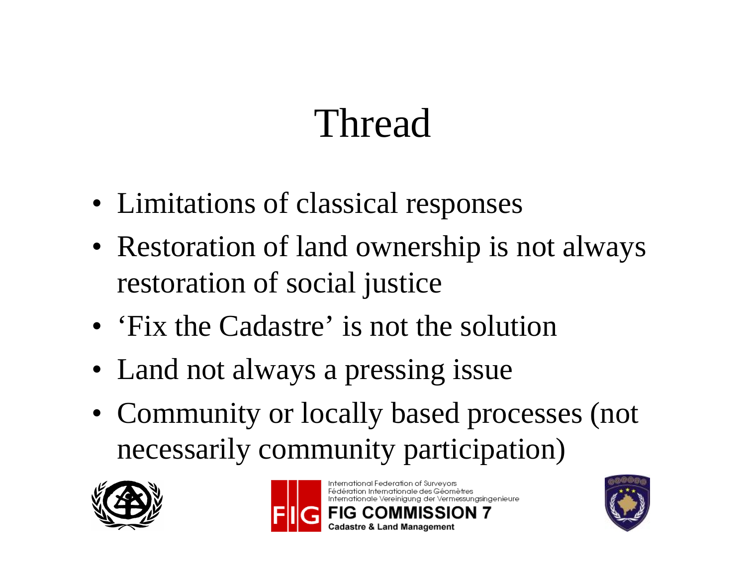# Thread

- Limitations of classical responses
- Restoration of land ownership is not always restoration of social justice
- 'Fix the Cadastre' is not the solution
- Land not always a pressing issue
- Community or locally based processes (not necessarily community participation)

International Federation of Surveyors
Fédération Internationale des Géomètres
Internationale Vereinigung der Vermessungsingenieure
FIG COMMISSION 7
Cadastre & Land Management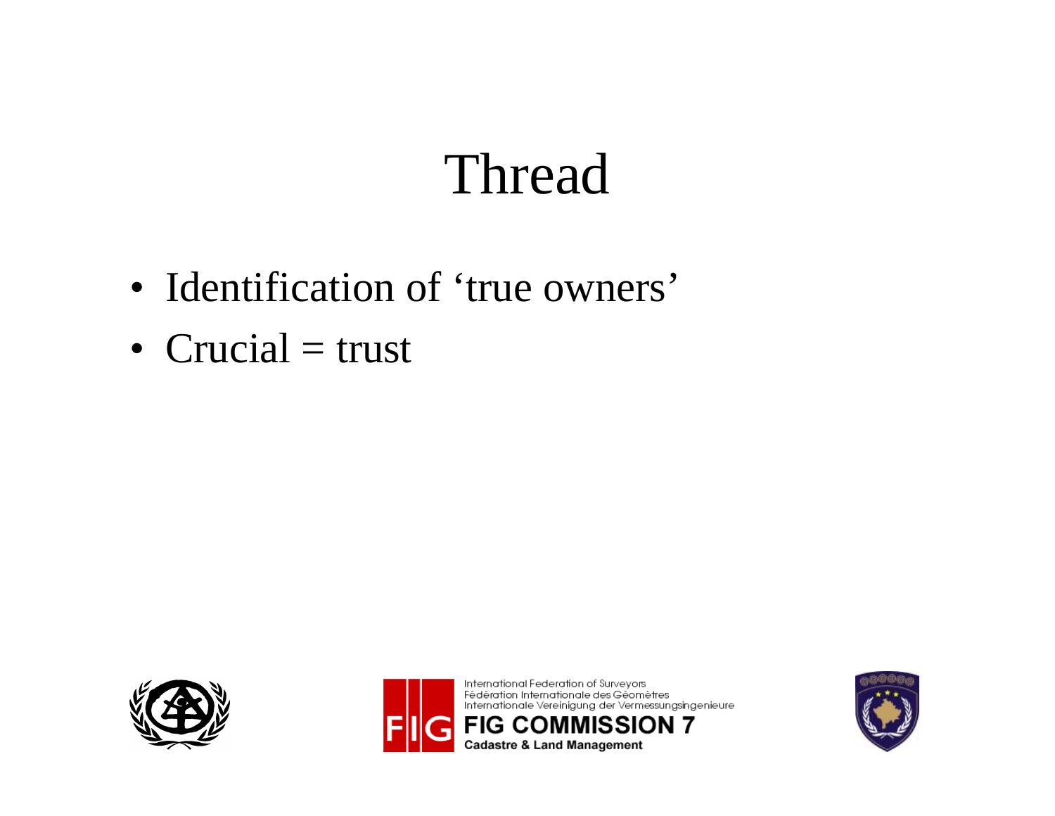# Thread

- Identification of 'true owners'
- Crucial = trust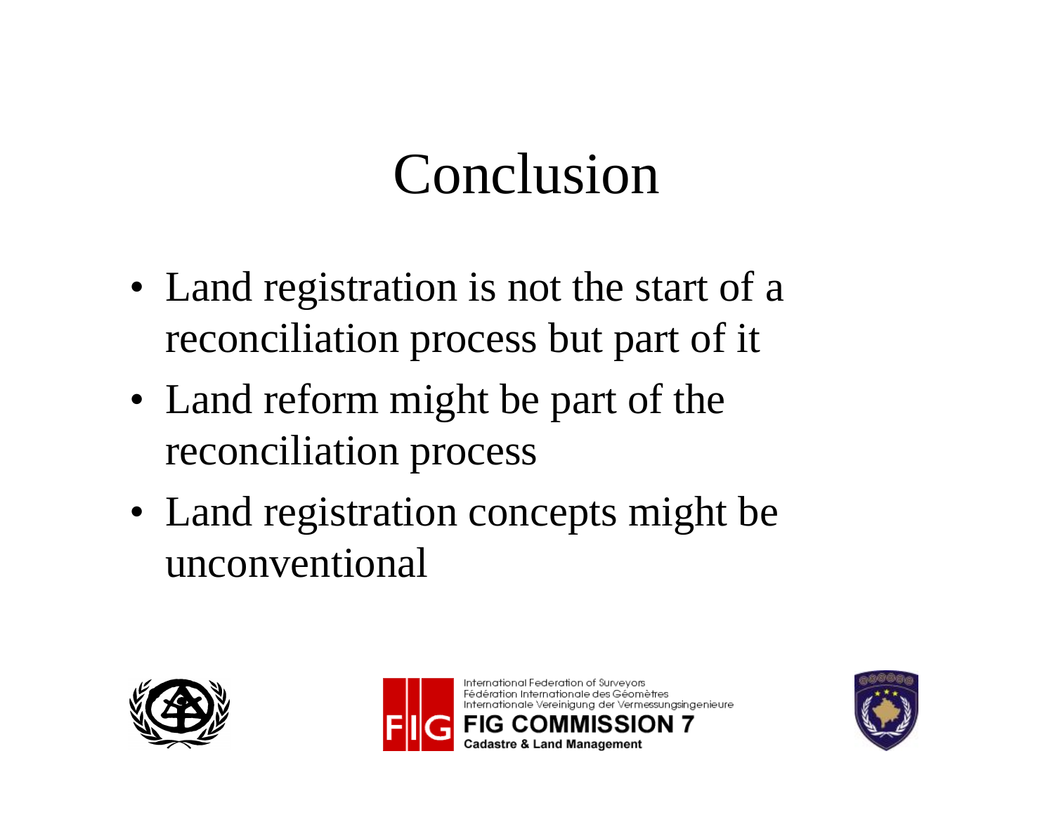# Conclusion

- Land registration is not the start of a reconciliation process but part of it
- Land reform might be part of the reconciliation process
- Land registration concepts might be unconventional

International Federation of Surveyors
Fédération Internationale des Géomètres
Internationale Vereinigung der Vermessungsingenieure
FIG COMMISSION 7
Cadastre & Land Management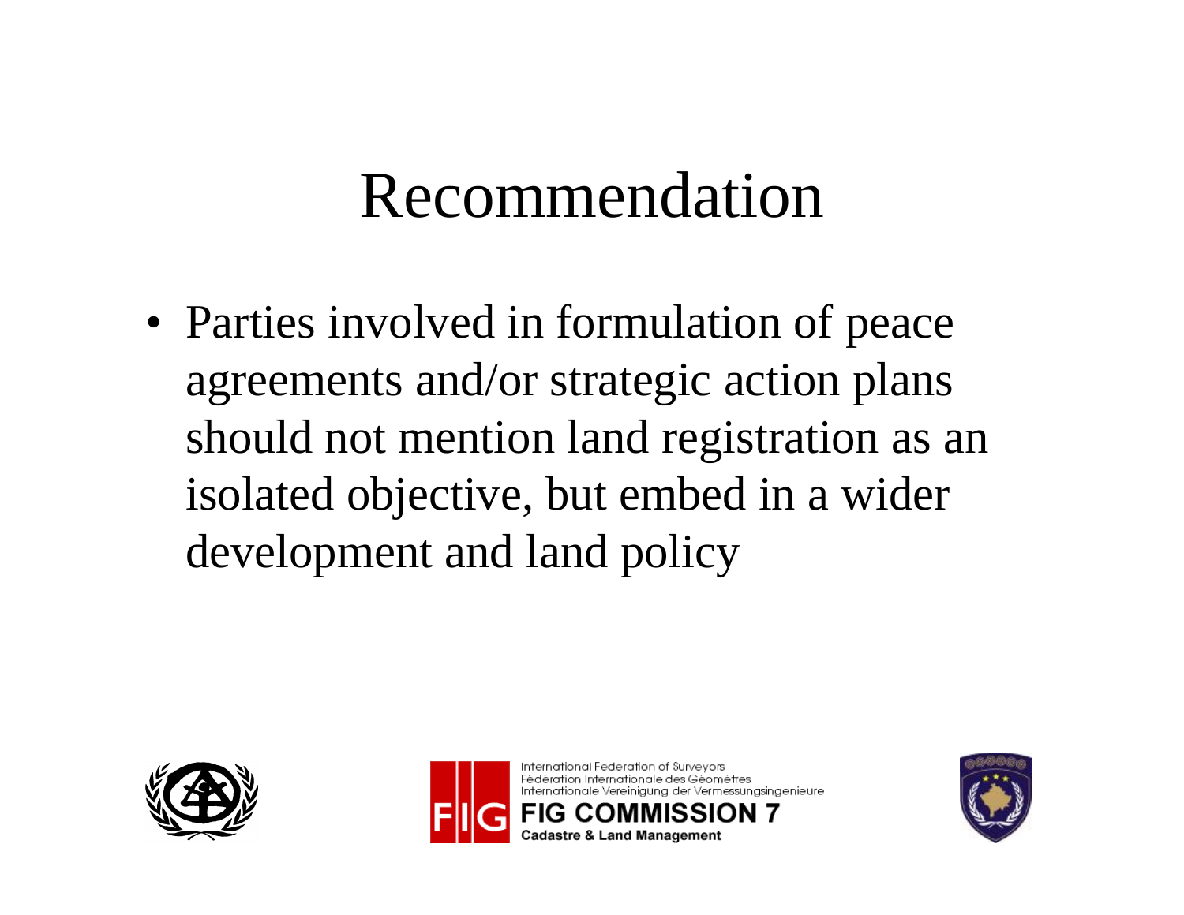# Recommendation

- Parties involved in formulation of peace agreements and/or strategic action plans should not mention land registration as an isolated objective, but embed in a wider development and land policy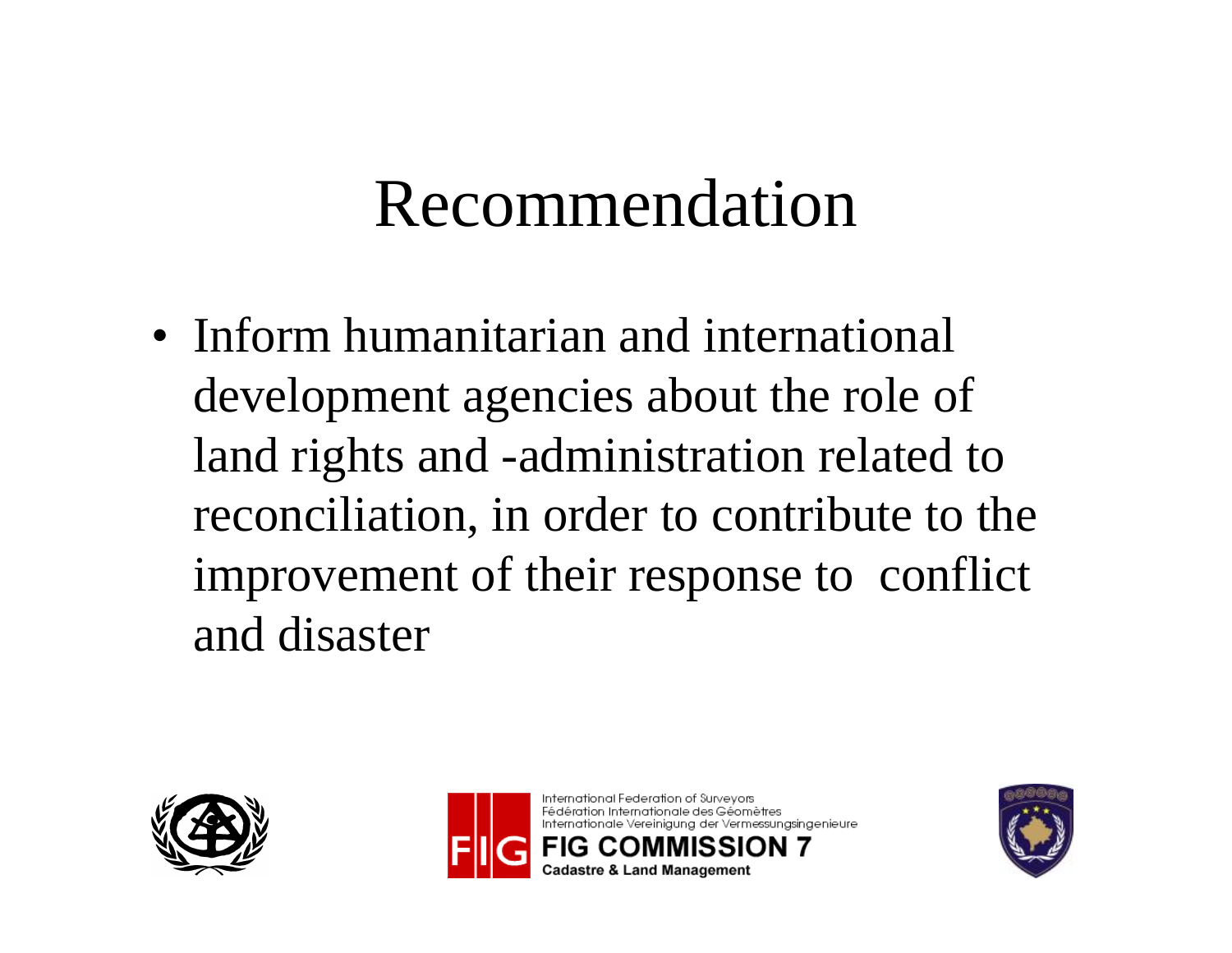# Recommendation

- Inform humanitarian and international development agencies about the role of land rights and -administration related to reconciliation, in order to contribute to the improvement of their response to conflict and disaster

International Federation of Surveyors
Fédération Internationale des Géomètres
Internationale Vereinigung der Vermessungsingenieure
FIG COMMISSION 7
Cadastre & Land Management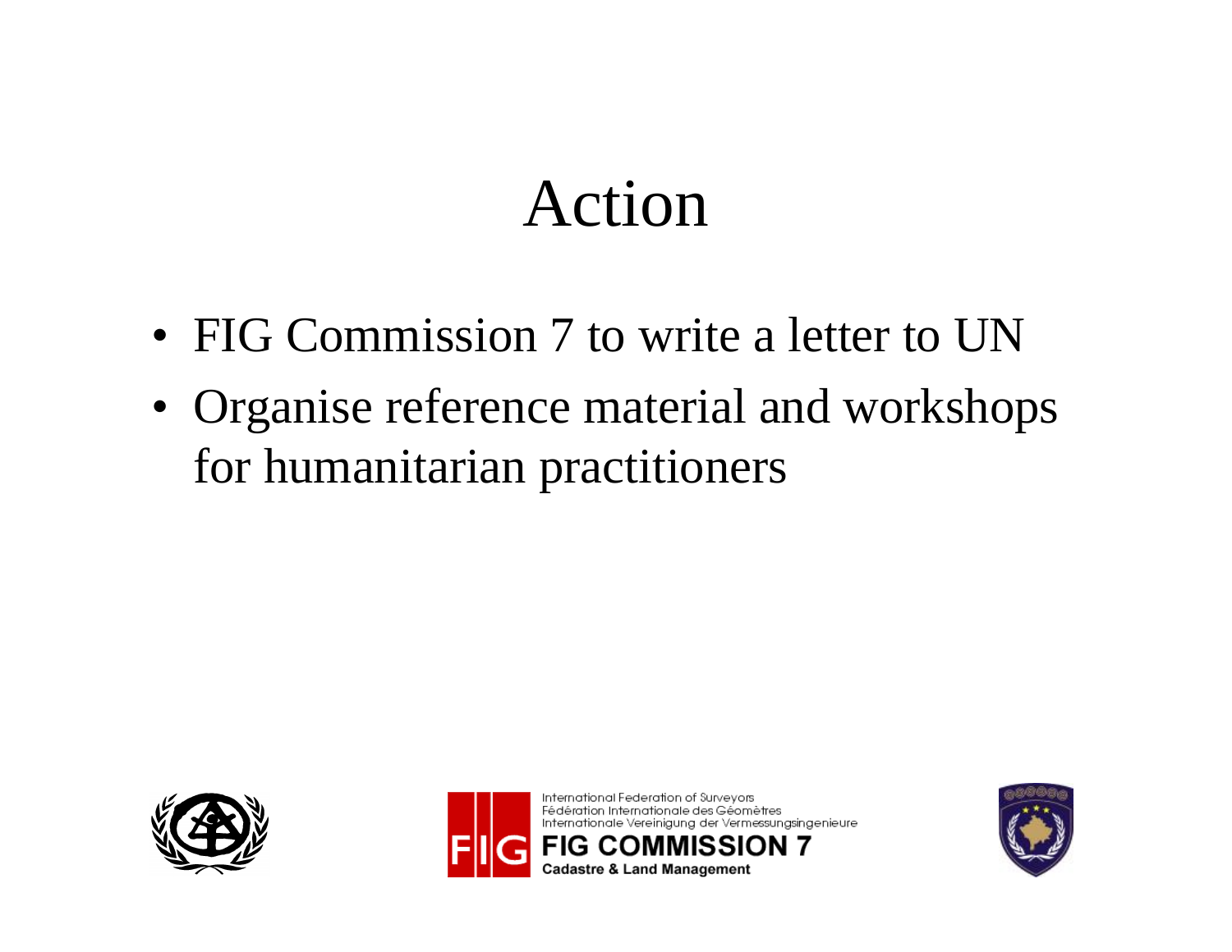# Action

- FIG Commission 7 to write a letter to UN
- Organise reference material and workshops for humanitarian practitioners

International Federation of Surveyors
Fédération Internationale des Géomètres
Internationale Vereinigung der Vermessungsingenieure
**FIG COMMISSION 7**
**Cadastre & Land Management**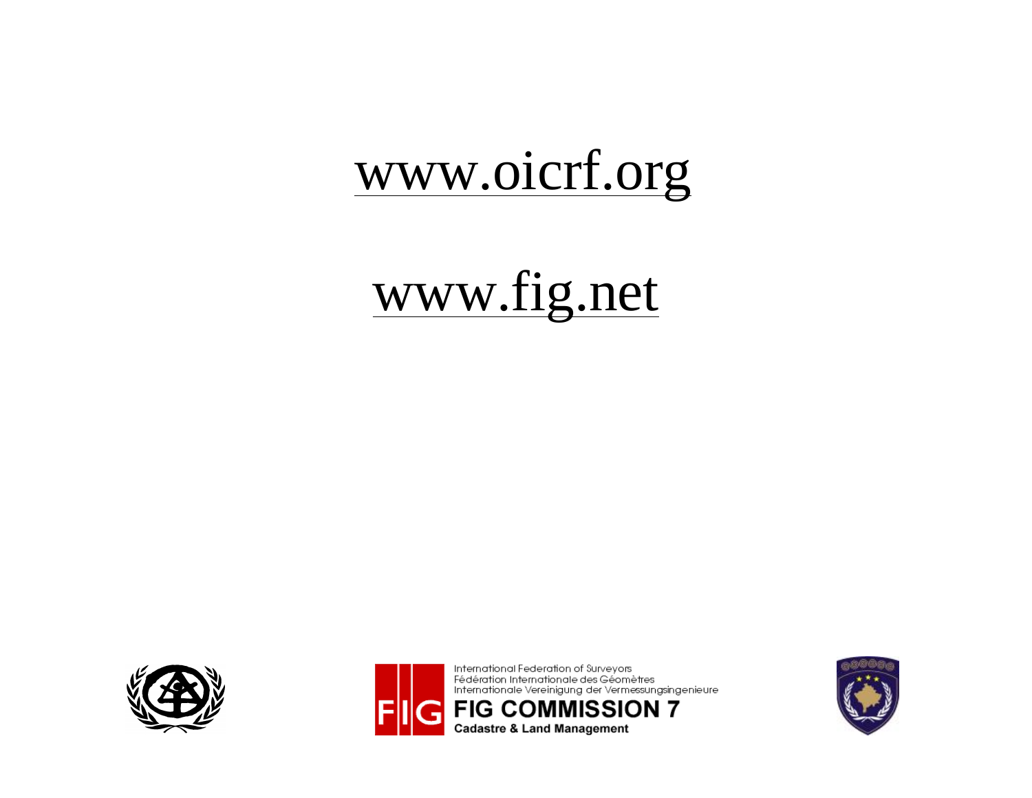www.oicrf.org

www.fig.net

International Federation of Surveyors
Fédération Internationale des Géomètres
Internationale Vereinigung der Vermessungsingenieure

**FIG COMMISSION 7**
**Cadastre & Land Management**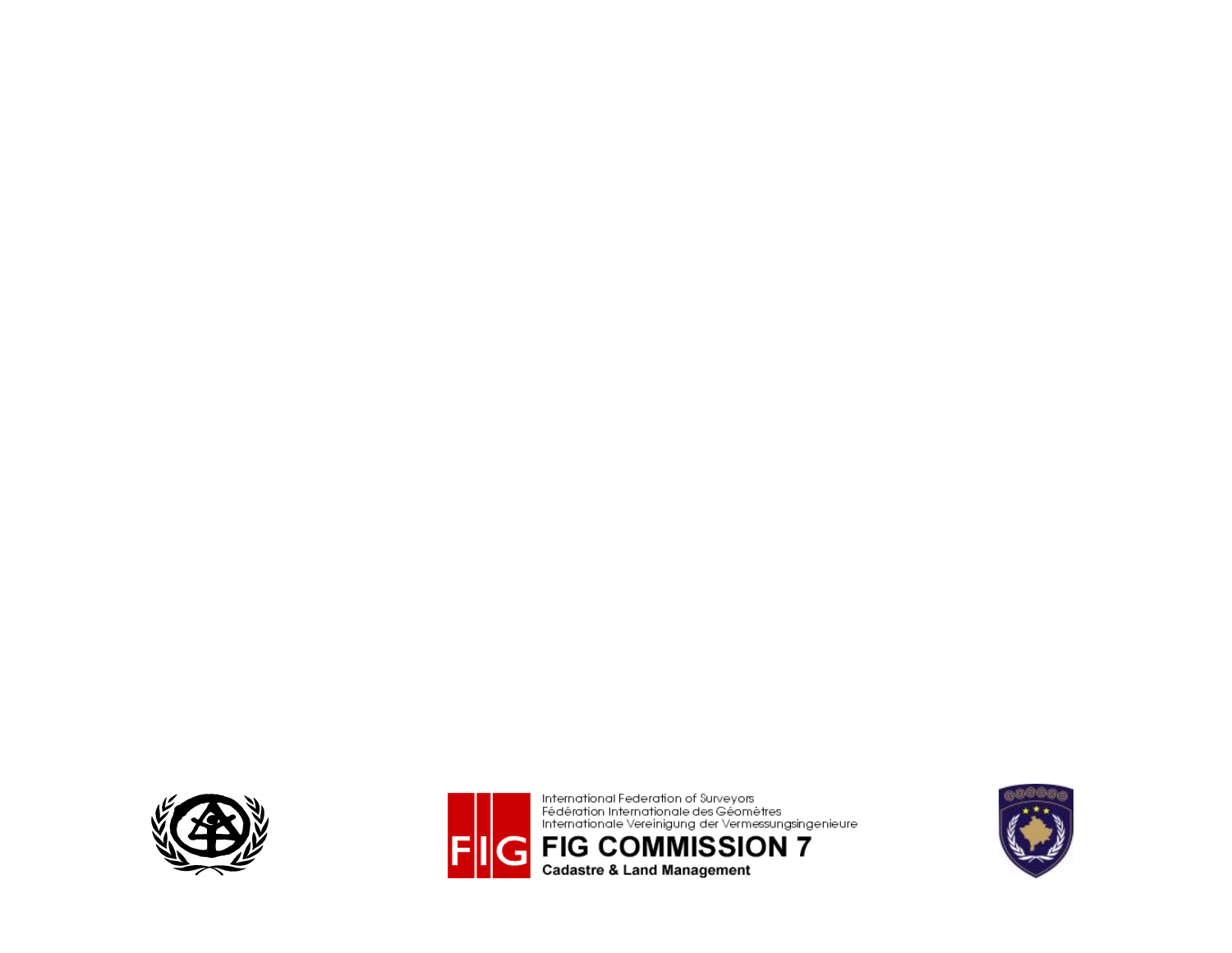International Federation of Surveyors
Fédération Internationale des Géomètres
Internationale Vereinigung der Vermessungsingenieure

FIG COMMISSION 7

Cadastre & Land Management